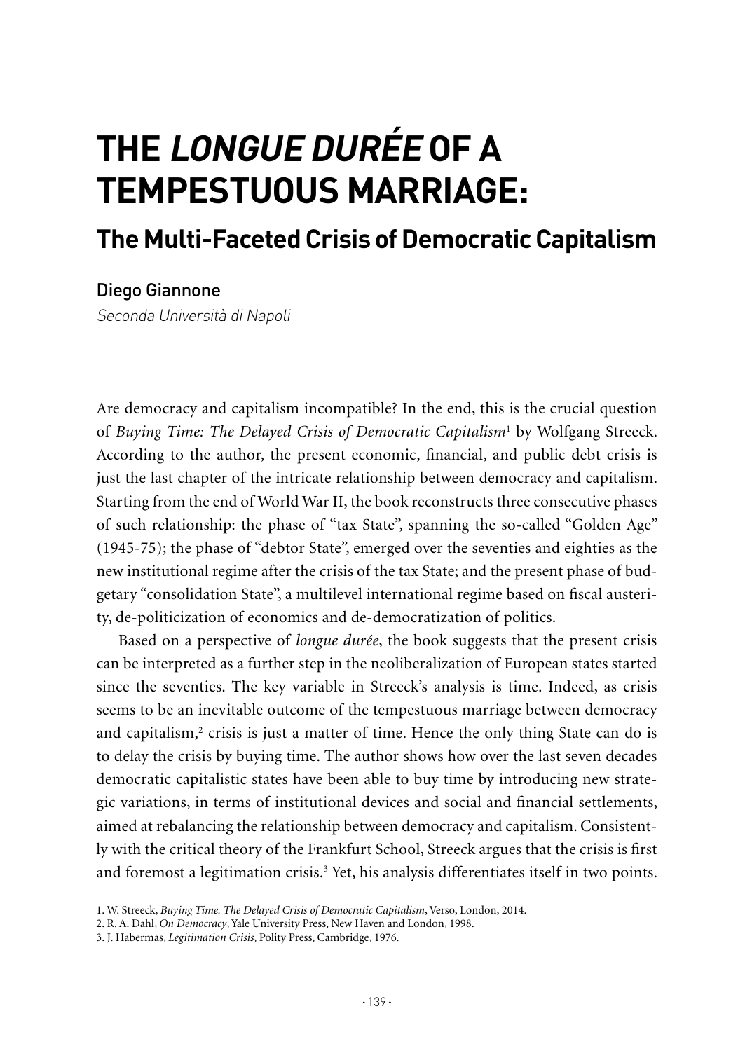# THE *LONGUE DURÉE* OF A TEMPESTUOUS MARRIAGE:

## The Multi-Faceted Crisis of Democratic Capitalism

Diego Giannone

*Seconda Università di Napoli*

Are democracy and capitalism incompatible? In the end, this is the crucial question of *Buying Time: The Delayed Crisis of Democratic Capitalism*[1] by Wolfgang Streeck. According to the author, the present economic, financial, and public debt crisis is just the last chapter of the intricate relationship between democracy and capitalism. Starting from the end of World War II, the book reconstructs three consecutive phases of such relationship: the phase of "tax State", spanning the so-called "Golden Age" (1945-75); the phase of "debtor State", emerged over the seventies and eighties as the new institutional regime after the crisis of the tax State; and the present phase of budgetary "consolidation State", a multilevel international regime based on fiscal austerity, de-politicization of economics and de-democratization of politics.

Based on a perspective of *longue durée*, the book suggests that the present crisis can be interpreted as a further step in the neoliberalization of European states started since the seventies. The key variable in Streeck's analysis is time. Indeed, as crisis seems to be an inevitable outcome of the tempestuous marriage between democracy and capitalism,[2] crisis is just a matter of time. Hence the only thing State can do is to delay the crisis by buying time. The author shows how over the last seven decades democratic capitalistic states have been able to buy time by introducing new strategic variations, in terms of institutional devices and social and financial settlements, aimed at rebalancing the relationship between democracy and capitalism. Consistently with the critical theory of the Frankfurt School, Streeck argues that the crisis is first and foremost a legitimation crisis.[3] Yet, his analysis differentiates itself in two points.

1. W. Streeck, *Buying Time. The Delayed Crisis of Democratic Capitalism*, Verso, London, 2014.
2. R. A. Dahl, *On Democracy*, Yale University Press, New Haven and London, 1998.
3. J. Habermas, *Legitimation Crisis*, Polity Press, Cambridge, 1976.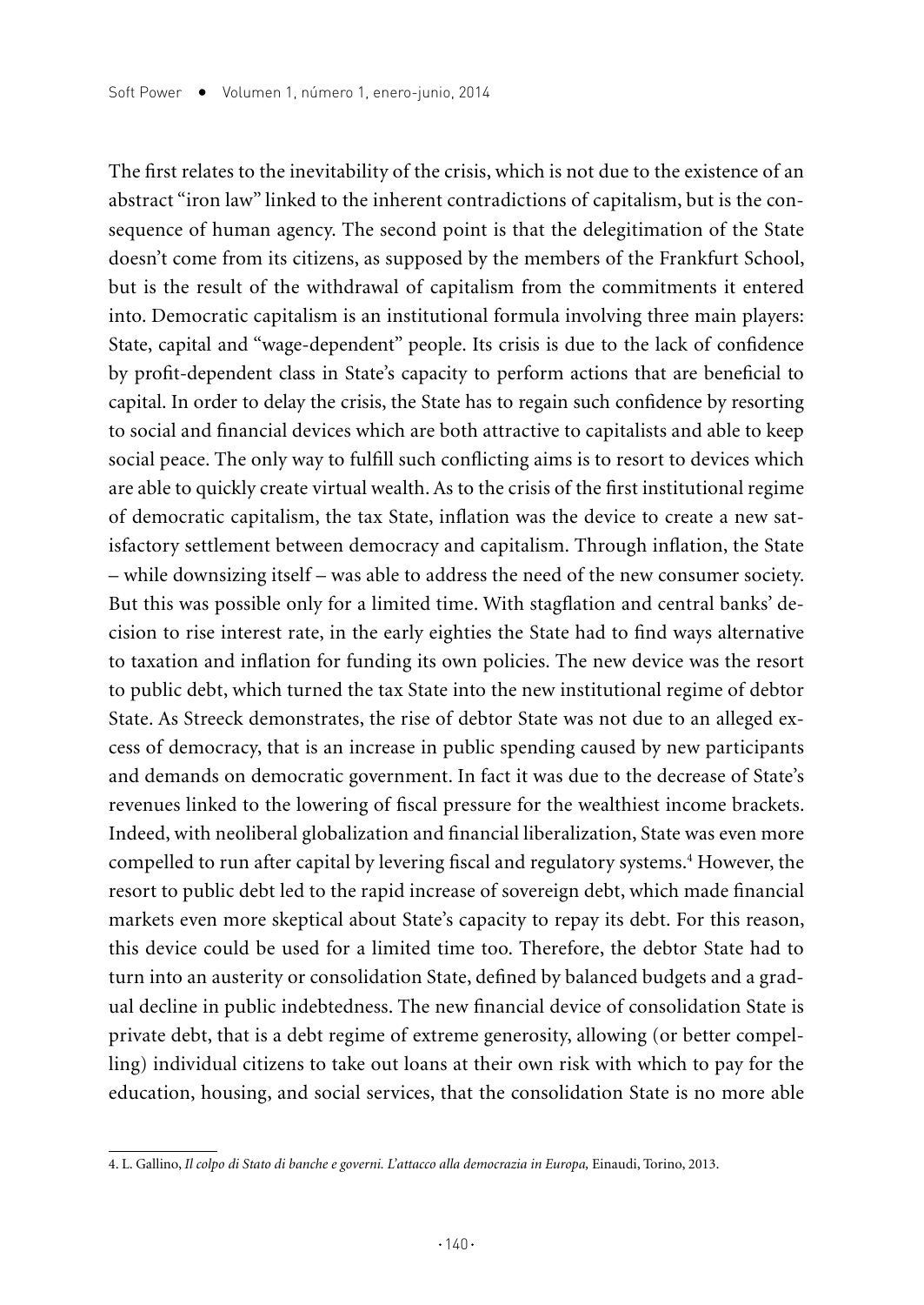The first relates to the inevitability of the crisis, which is not due to the existence of an abstract "iron law" linked to the inherent contradictions of capitalism, but is the consequence of human agency. The second point is that the delegitimation of the State doesn't come from its citizens, as supposed by the members of the Frankfurt School, but is the result of the withdrawal of capitalism from the commitments it entered into. Democratic capitalism is an institutional formula involving three main players: State, capital and "wage-dependent" people. Its crisis is due to the lack of confidence by profit-dependent class in State's capacity to perform actions that are beneficial to capital. In order to delay the crisis, the State has to regain such confidence by resorting to social and financial devices which are both attractive to capitalists and able to keep social peace. The only way to fulfill such conflicting aims is to resort to devices which are able to quickly create virtual wealth. As to the crisis of the first institutional regime of democratic capitalism, the tax State, inflation was the device to create a new satisfactory settlement between democracy and capitalism. Through inflation, the State – while downsizing itself – was able to address the need of the new consumer society. But this was possible only for a limited time. With stagflation and central banks' decision to rise interest rate, in the early eighties the State had to find ways alternative to taxation and inflation for funding its own policies. The new device was the resort to public debt, which turned the tax State into the new institutional regime of debtor State. As Streeck demonstrates, the rise of debtor State was not due to an alleged excess of democracy, that is an increase in public spending caused by new participants and demands on democratic government. In fact it was due to the decrease of State's revenues linked to the lowering of fiscal pressure for the wealthiest income brackets. Indeed, with neoliberal globalization and financial liberalization, State was even more compelled to run after capital by levering fiscal and regulatory systems.[4] However, the resort to public debt led to the rapid increase of sovereign debt, which made financial markets even more skeptical about State's capacity to repay its debt. For this reason, this device could be used for a limited time too. Therefore, the debtor State had to turn into an austerity or consolidation State, defined by balanced budgets and a gradual decline in public indebtedness. The new financial device of consolidation State is private debt, that is a debt regime of extreme generosity, allowing (or better compelling) individual citizens to take out loans at their own risk with which to pay for the education, housing, and social services, that the consolidation State is no more able

4. L. Gallino, *Il colpo di Stato di banche e governi. L'attacco alla democrazia in Europa,* Einaudi, Torino, 2013.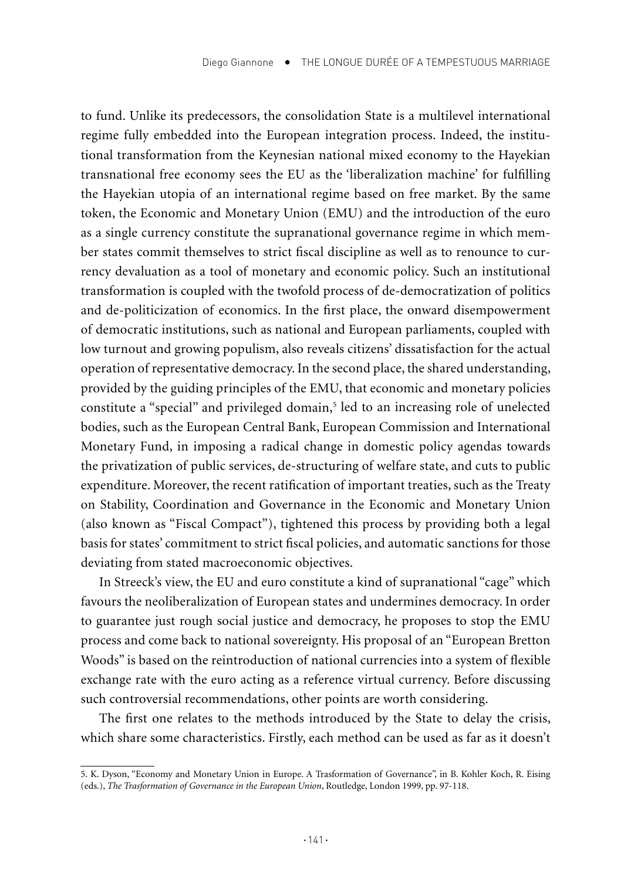to fund. Unlike its predecessors, the consolidation State is a multilevel international regime fully embedded into the European integration process. Indeed, the institutional transformation from the Keynesian national mixed economy to the Hayekian transnational free economy sees the EU as the 'liberalization machine' for fulfilling the Hayekian utopia of an international regime based on free market. By the same token, the Economic and Monetary Union (EMU) and the introduction of the euro as a single currency constitute the supranational governance regime in which member states commit themselves to strict fiscal discipline as well as to renounce to currency devaluation as a tool of monetary and economic policy. Such an institutional transformation is coupled with the twofold process of de-democratization of politics and de-politicizication of economics. In the first place, the onward disempowerment of democratic institutions, such as national and European parliaments, coupled with low turnout and growing populism, also reveals citizens' dissatisfaction for the actual operation of representative democracy. In the second place, the shared understanding, provided by the guiding principles of the EMU, that economic and monetary policies constitute a "special" and privileged domain,[5] led to an increasing role of unelected bodies, such as the European Central Bank, European Commission and International Monetary Fund, in imposing a radical change in domestic policy agendas towards the privatization of public services, de-structuring of welfare state, and cuts to public expenditure. Moreover, the recent ratification of important treaties, such as the Treaty on Stability, Coordination and Governance in the Economic and Monetary Union (also known as "Fiscal Compact"), tightened this process by providing both a legal basis for states' commitment to strict fiscal policies, and automatic sanctions for those deviating from stated macroeconomic objectives.

In Streeck's view, the EU and euro constitute a kind of supranational "cage" which favours the neoliberalization of European states and undermines democracy. In order to guarantee just rough social justice and democracy, he proposes to stop the EMU process and come back to national sovereignty. His proposal of an "European Bretton Woods" is based on the reintroduction of national currencies into a system of flexible exchange rate with the euro acting as a reference virtual currency. Before discussing such controversial recommendations, other points are worth considering.

The first one relates to the methods introduced by the State to delay the crisis, which share some characteristics. Firstly, each method can be used as far as it doesn't

5. K. Dyson, "Economy and Monetary Union in Europe. A Trasformation of Governance", in B. Kohler Koch, R. Eising (eds.), *The Trasformation of Governance in the European Union*, Routledge, London 1999, pp. 97-118.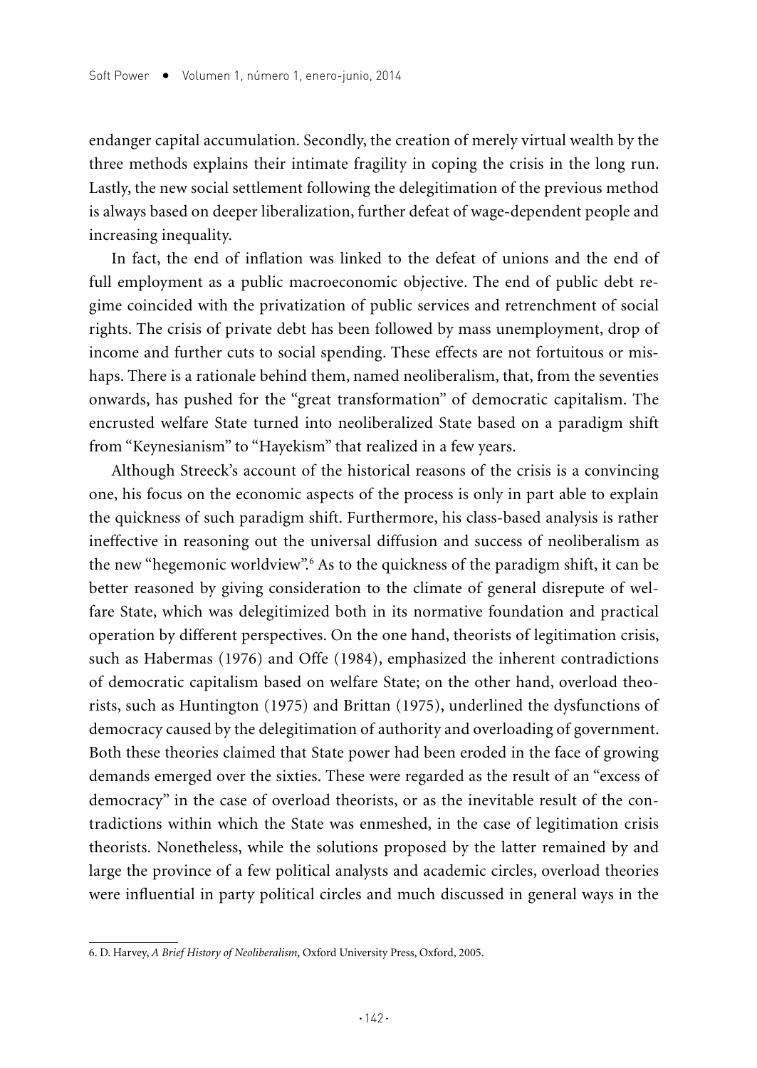endanger capital accumulation. Secondly, the creation of merely virtual wealth by the three methods explains their intimate fragility in coping the crisis in the long run. Lastly, the new social settlement following the delegitimation of the previous method is always based on deeper liberalization, further defeat of wage-dependent people and increasing inequality.

In fact, the end of inflation was linked to the defeat of unions and the end of full employment as a public macroeconomic objective. The end of public debt regime coincided with the privatization of public services and retrenchment of social rights. The crisis of private debt has been followed by mass unemployment, drop of income and further cuts to social spending. These effects are not fortuitous or mishaps. There is a rationale behind them, named neoliberalism, that, from the seventies onwards, has pushed for the "great transformation" of democratic capitalism. The encrusted welfare State turned into neoliberalized State based on a paradigm shift from "Keynesianism" to "Hayekism" that realized in a few years.

Although Streeck's account of the historical reasons of the crisis is a convincing one, his focus on the economic aspects of the process is only in part able to explain the quickness of such paradigm shift. Furthermore, his class-based analysis is rather ineffective in reasoning out the universal diffusion and success of neoliberalism as the new "hegemonic worldview".[6] As to the quickness of the paradigm shift, it can be better reasoned by giving consideration to the climate of general disrepute of welfare State, which was delegitimized both in its normative foundation and practical operation by different perspectives. On the one hand, theorists of legitimation crisis, such as Habermas (1976) and Offe (1984), emphasized the inherent contradictions of democratic capitalism based on welfare State; on the other hand, overload theorists, such as Huntington (1975) and Brittan (1975), underlined the dysfunctions of democracy caused by the delegitimation of authority and overloading of government. Both these theories claimed that State power had been eroded in the face of growing demands emerged over the sixties. These were regarded as the result of an "excess of democracy" in the case of overload theorists, or as the inevitable result of the contradictions within which the State was enmeshed, in the case of legitimation crisis theorists. Nonetheless, while the solutions proposed by the latter remained by and large the province of a few political analysts and academic circles, overload theories were influential in party political circles and much discussed in general ways in the

6. D. Harvey, *A Brief History of Neoliberalism*, Oxford University Press, Oxford, 2005.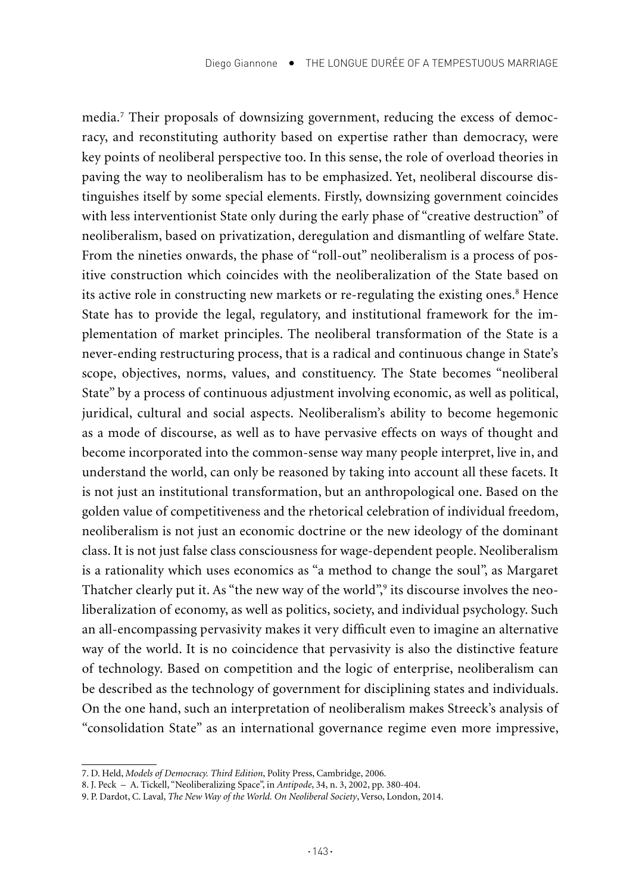media.[7] Their proposals of downsizing government, reducing the excess of democracy, and reconstituting authority based on expertise rather than democracy, were key points of neoliberal perspective too. In this sense, the role of overload theories in paving the way to neoliberalism has to be emphasized. Yet, neoliberal discourse distinguishes itself by some special elements. Firstly, downsizing government coincides with less interventionist State only during the early phase of "creative destruction" of neoliberalism, based on privatization, deregulation and dismantling of welfare State. From the nineties onwards, the phase of "roll-out" neoliberalism is a process of positive construction which coincides with the neoliberalization of the State based on its active role in constructing new markets or re-regulating the existing ones.[8] Hence State has to provide the legal, regulatory, and institutional framework for the implementation of market principles. The neoliberal transformation of the State is a never-ending restructuring process, that is a radical and continuous change in State's scope, objectives, norms, values, and constituency. The State becomes "neoliberal State" by a process of continuous adjustment involving economic, as well as political, juridical, cultural and social aspects. Neoliberalism's ability to become hegemonic as a mode of discourse, as well as to have pervasive effects on ways of thought and become incorporated into the common-sense way many people interpret, live in, and understand the world, can only be reasoned by taking into account all these facets. It is not just an institutional transformation, but an anthropological one. Based on the golden value of competitiveness and the rhetorical celebration of individual freedom, neoliberalism is not just an economic doctrine or the new ideology of the dominant class. It is not just false class consciousness for wage-dependent people. Neoliberalism is a rationality which uses economics as "a method to change the soul", as Margaret Thatcher clearly put it. As "the new way of the world",[9] its discourse involves the neoliberalization of economy, as well as politics, society, and individual psychology. Such an all-encompassing pervasivity makes it very difficult even to imagine an alternative way of the world. It is no coincidence that pervasivity is also the distinctive feature of technology. Based on competition and the logic of enterprise, neoliberalism can be described as the technology of government for disciplining states and individuals. On the one hand, such an interpretation of neoliberalism makes Streeck's analysis of "consolidation State" as an international governance regime even more impressive,

---

7. D. Held, *Models of Democracy. Third Edition*, Polity Press, Cambridge, 2006.

8. J. Peck – A. Tickell, "Neoliberalizing Space", in *Antipode*, 34, n. 3, 2002, pp. 380-404.

9. P. Dardot, C. Laval, *The New Way of the World. On Neoliberal Society*, Verso, London, 2014.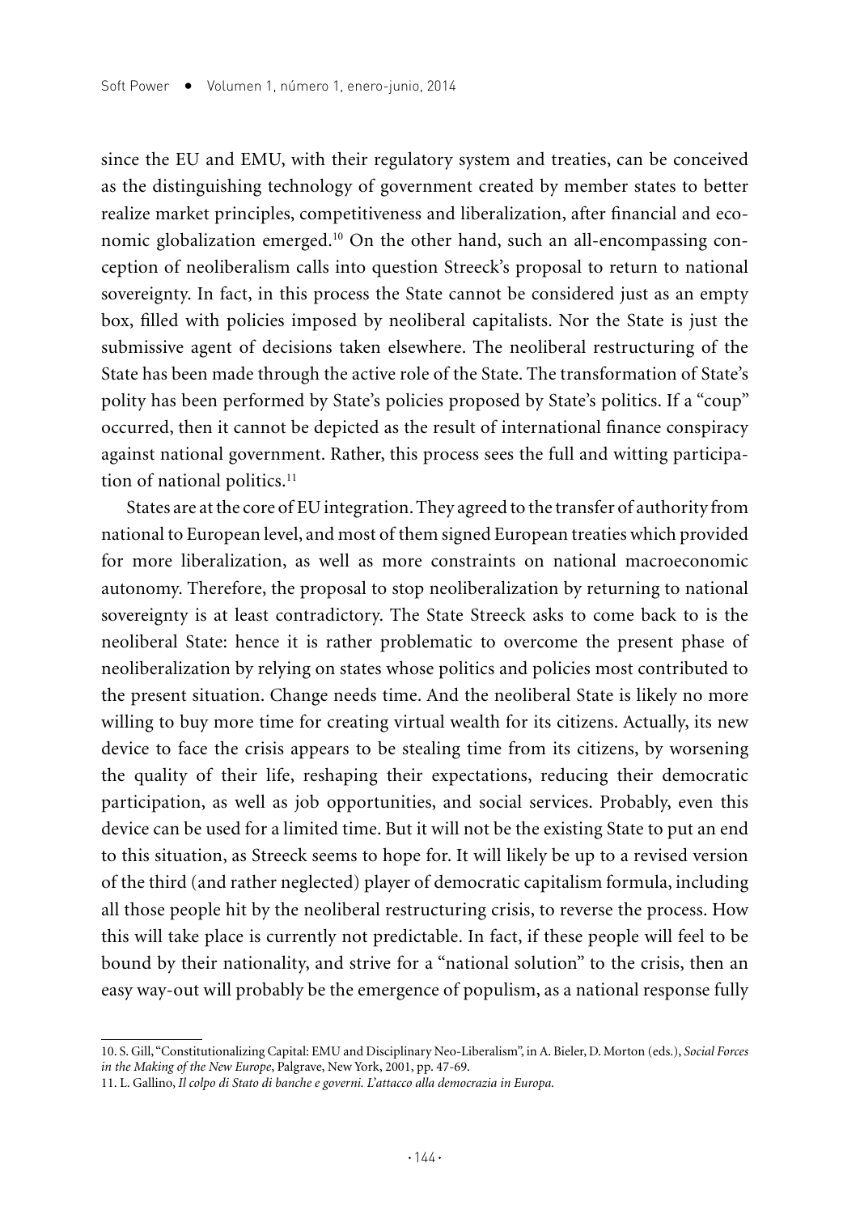since the EU and EMU, with their regulatory system and treaties, can be conceived as the distinguishing technology of government created by member states to better realize market principles, competitiveness and liberalization, after financial and economic globalization emerged.[10] On the other hand, such an all-encompassing conception of neoliberalism calls into question Streeck's proposal to return to national sovereignty. In fact, in this process the State cannot be considered just as an empty box, filled with policies imposed by neoliberal capitalists. Nor the State is just the submissive agent of decisions taken elsewhere. The neoliberal restructuring of the State has been made through the active role of the State. The transformation of State's polity has been performed by State's policies proposed by State's politics. If a "coup" occurred, then it cannot be depicted as the result of international finance conspiracy against national government. Rather, this process sees the full and witting participation of national politics.[11]

States are at the core of EU integration. They agreed to the transfer of authority from national to European level, and most of them signed European treaties which provided for more liberalization, as well as more constraints on national macroeconomic autonomy. Therefore, the proposal to stop neoliberalization by returning to national sovereignty is at least contradictory. The State Streeck asks to come back to is the neoliberal State: hence it is rather problematic to overcome the present phase of neoliberalization by relying on states whose politics and policies most contributed to the present situation. Change needs time. And the neoliberal State is likely no more willing to buy more time for creating virtual wealth for its citizens. Actually, its new device to face the crisis appears to be stealing time from its citizens, by worsening the quality of their life, reshaping their expectations, reducing their democratic participation, as well as job opportunities, and social services. Probably, even this device can be used for a limited time. But it will not be the existing State to put an end to this situation, as Streeck seems to hope for. It will likely be up to a revised version of the third (and rather neglected) player of democratic capitalism formula, including all those people hit by the neoliberal restructuring crisis, to reverse the process. How this will take place is currently not predictable. In fact, if these people will feel to be bound by their nationality, and strive for a "national solution" to the crisis, then an easy way-out will probably be the emergence of populism, as a national response fully

---

10. S. Gill, "Constitutionalizing Capital: EMU and Disciplinary Neo-Liberalism", in A. Bieler, D. Morton (eds.), *Social Forces in the Making of the New Europe*, Palgrave, New York, 2001, pp. 47-69.

11. L. Gallino, *Il colpo di Stato di banche e governi. L'attacco alla democrazia in Europa.*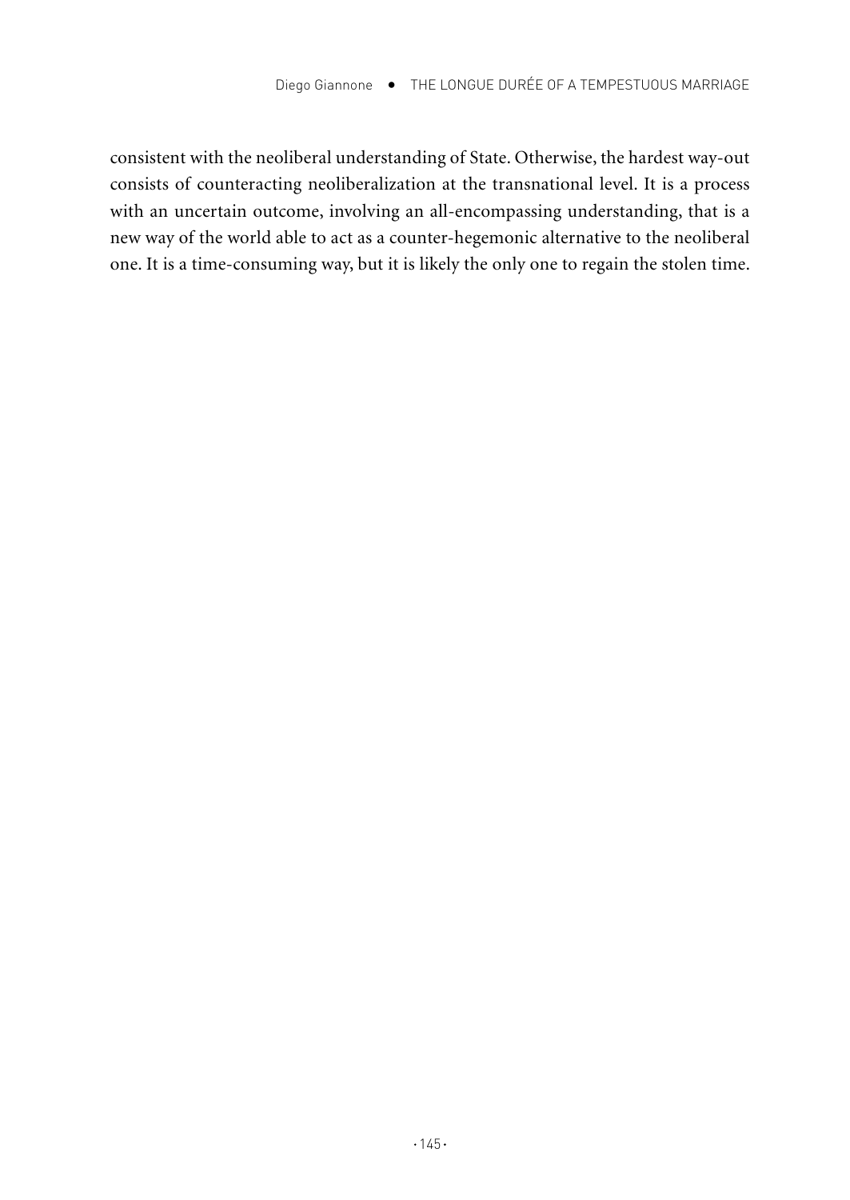consistent with the neoliberal understanding of State. Otherwise, the hardest way-out consists of counteracting neoliberalization at the transnational level. It is a process with an uncertain outcome, involving an all-encompassing understanding, that is a new way of the world able to act as a counter-hegemonic alternative to the neoliberal one. It is a time-consuming way, but it is likely the only one to regain the stolen time.